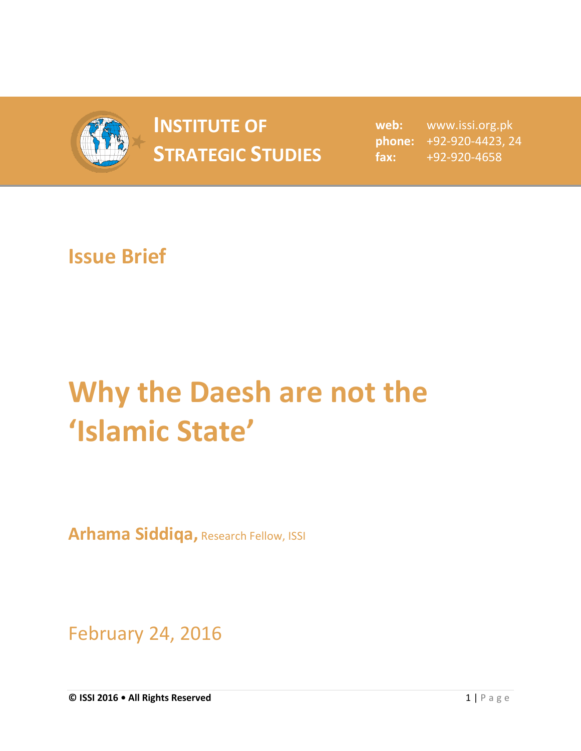**INSTITUTE OF STRATEGIC STUDIES**

**web:** www.issi.org.pk
**phone:** +92-920-4423, 24
**fax:** +92-920-4658

## Issue Brief

# Why the Daesh are not the 'Islamic State'

**Arhama Siddiqa,** Research Fellow, ISSI

February 24, 2016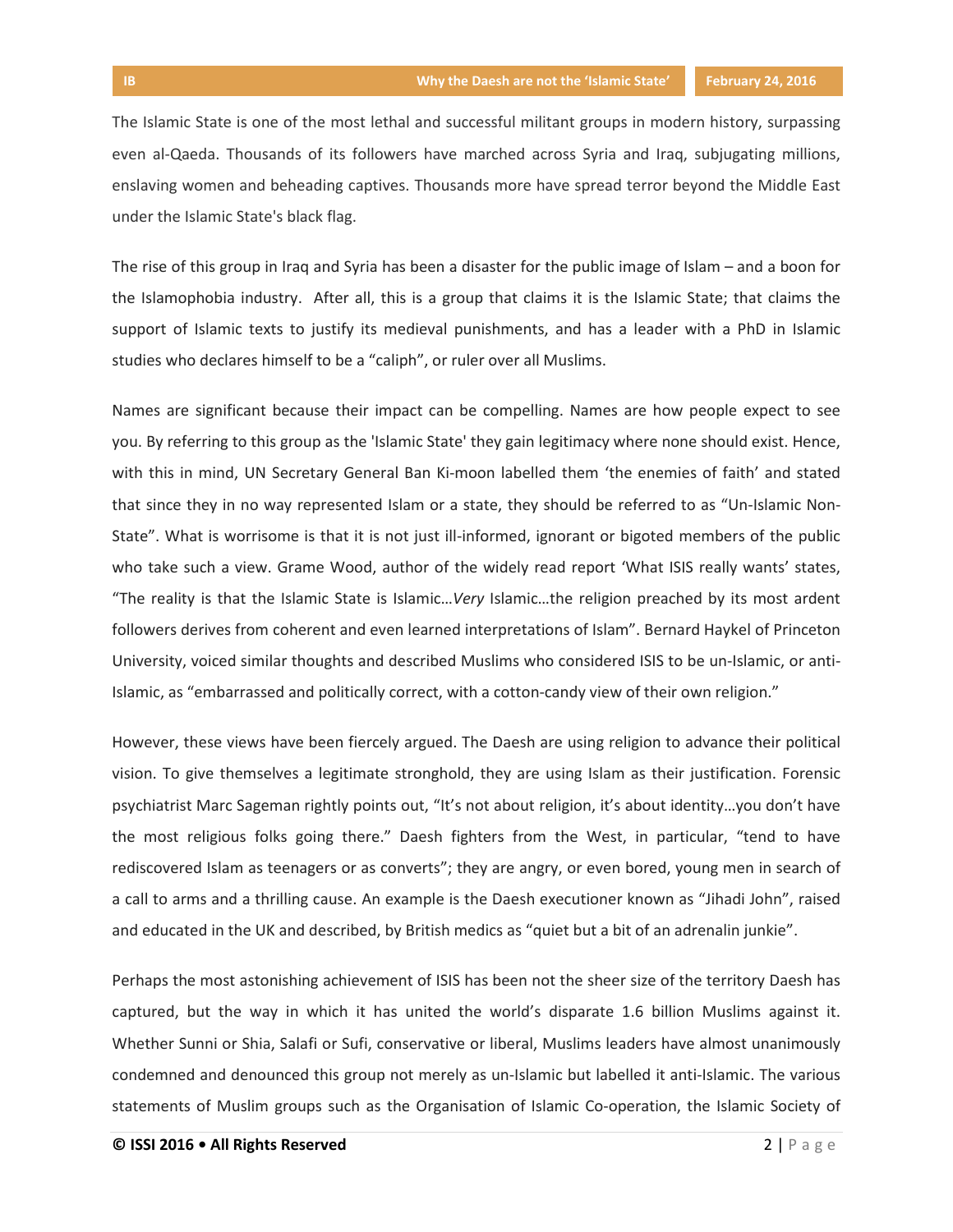The Islamic State is one of the most lethal and successful militant groups in modern history, surpassing even al-Qaeda. Thousands of its followers have marched across Syria and Iraq, subjugating millions, enslaving women and beheading captives. Thousands more have spread terror beyond the Middle East under the Islamic State's black flag.

The rise of this group in Iraq and Syria has been a disaster for the public image of Islam – and a boon for the Islamophobia industry. After all, this is a group that claims it is the Islamic State; that claims the support of Islamic texts to justify its medieval punishments, and has a leader with a PhD in Islamic studies who declares himself to be a "caliph", or ruler over all Muslims.

Names are significant because their impact can be compelling. Names are how people expect to see you. By referring to this group as the 'Islamic State' they gain legitimacy where none should exist. Hence, with this in mind, UN Secretary General Ban Ki-moon labelled them 'the enemies of faith' and stated that since they in no way represented Islam or a state, they should be referred to as "Un-Islamic Non-State". What is worrisome is that it is not just ill-informed, ignorant or bigoted members of the public who take such a view. Grame Wood, author of the widely read report 'What ISIS really wants' states, "The reality is that the Islamic State is Islamic…*Very* Islamic…the religion preached by its most ardent followers derives from coherent and even learned interpretations of Islam". Bernard Haykel of Princeton University, voiced similar thoughts and described Muslims who considered ISIS to be un-Islamic, or anti-Islamic, as "embarrassed and politically correct, with a cotton-candy view of their own religion."

However, these views have been fiercely argued. The Daesh are using religion to advance their political vision. To give themselves a legitimate stronghold, they are using Islam as their justification. Forensic psychiatrist Marc Sageman rightly points out, "It's not about religion, it's about identity…you don't have the most religious folks going there." Daesh fighters from the West, in particular, "tend to have rediscovered Islam as teenagers or as converts"; they are angry, or even bored, young men in search of a call to arms and a thrilling cause. An example is the Daesh executioner known as "Jihadi John", raised and educated in the UK and described, by British medics as "quiet but a bit of an adrenalin junkie".

Perhaps the most astonishing achievement of ISIS has been not the sheer size of the territory Daesh has captured, but the way in which it has united the world's disparate 1.6 billion Muslims against it. Whether Sunni or Shia, Salafi or Sufi, conservative or liberal, Muslims leaders have almost unanimously condemned and denounced this group not merely as un-Islamic but labelled it anti-Islamic. The various statements of Muslim groups such as the Organisation of Islamic Co-operation, the Islamic Society of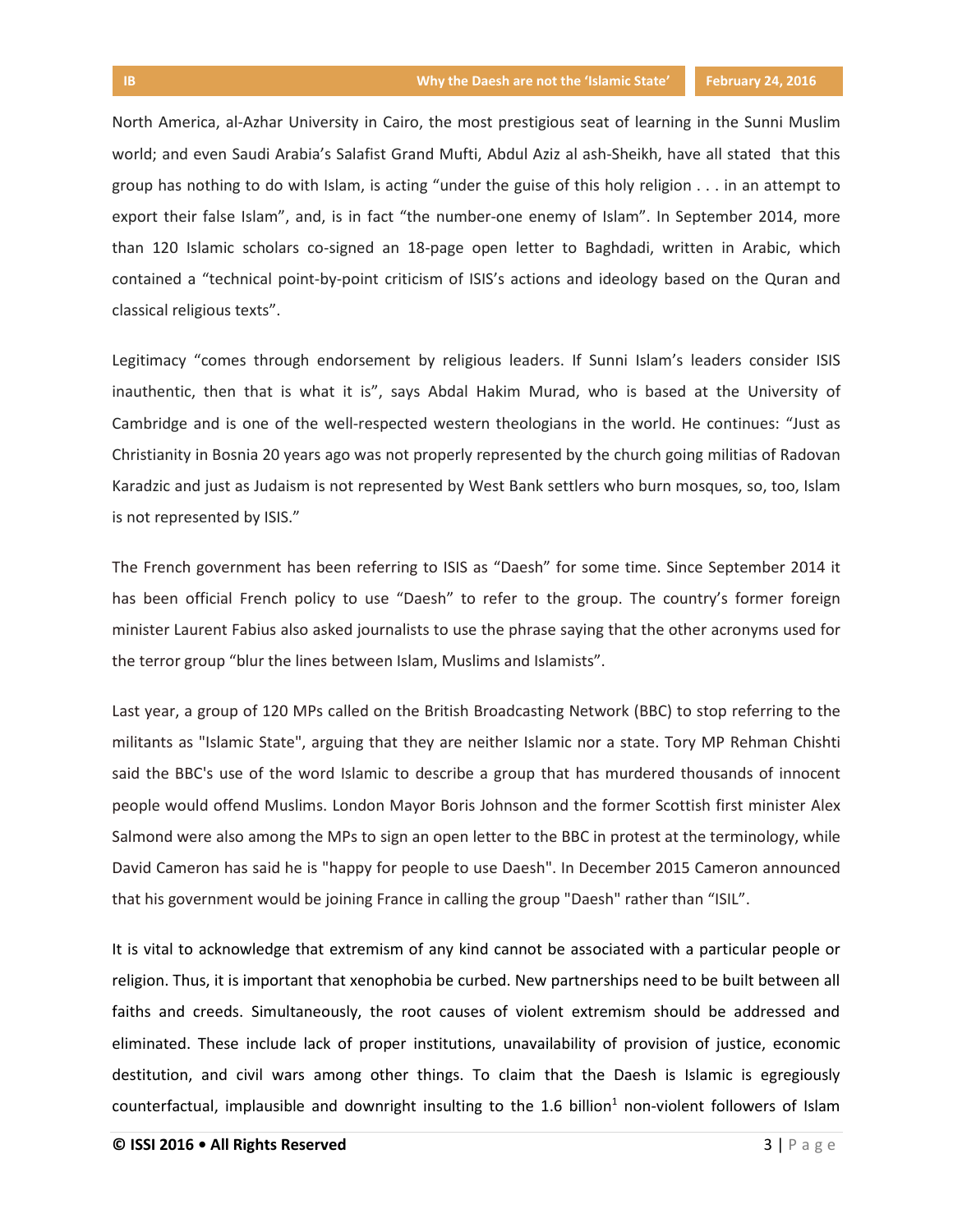North America, al-Azhar University in Cairo, the most prestigious seat of learning in the Sunni Muslim world; and even Saudi Arabia's Salafist Grand Mufti, Abdul Aziz al ash-Sheikh, have all stated that this group has nothing to do with Islam, is acting "under the guise of this holy religion . . . in an attempt to export their false Islam", and, is in fact "the number-one enemy of Islam". In September 2014, more than 120 Islamic scholars co-signed an 18-page open letter to Baghdadi, written in Arabic, which contained a "technical point-by-point criticism of ISIS's actions and ideology based on the Quran and classical religious texts".

Legitimacy "comes through endorsement by religious leaders. If Sunni Islam's leaders consider ISIS inauthentic, then that is what it is", says Abdal Hakim Murad, who is based at the University of Cambridge and is one of the well-respected western theologians in the world. He continues: "Just as Christianity in Bosnia 20 years ago was not properly represented by the church going militias of Radovan Karadzic and just as Judaism is not represented by West Bank settlers who burn mosques, so, too, Islam is not represented by ISIS."

The French government has been referring to ISIS as "Daesh" for some time. Since September 2014 it has been official French policy to use "Daesh" to refer to the group. The country's former foreign minister Laurent Fabius also asked journalists to use the phrase saying that the other acronyms used for the terror group "blur the lines between Islam, Muslims and Islamists".

Last year, a group of 120 MPs called on the British Broadcasting Network (BBC) to stop referring to the militants as "Islamic State", arguing that they are neither Islamic nor a state. Tory MP Rehman Chishti said the BBC's use of the word Islamic to describe a group that has murdered thousands of innocent people would offend Muslims. London Mayor Boris Johnson and the former Scottish first minister Alex Salmond were also among the MPs to sign an open letter to the BBC in protest at the terminology, while David Cameron has said he is "happy for people to use Daesh". In December 2015 Cameron announced that his government would be joining France in calling the group "Daesh" rather than "ISIL".

It is vital to acknowledge that extremism of any kind cannot be associated with a particular people or religion. Thus, it is important that xenophobia be curbed. New partnerships need to be built between all faiths and creeds. Simultaneously, the root causes of violent extremism should be addressed and eliminated. These include lack of proper institutions, unavailability of provision of justice, economic destitution, and civil wars among other things. To claim that the Daesh is Islamic is egregiously counterfactual, implausible and downright insulting to the 1.6 billion[1] non-violent followers of Islam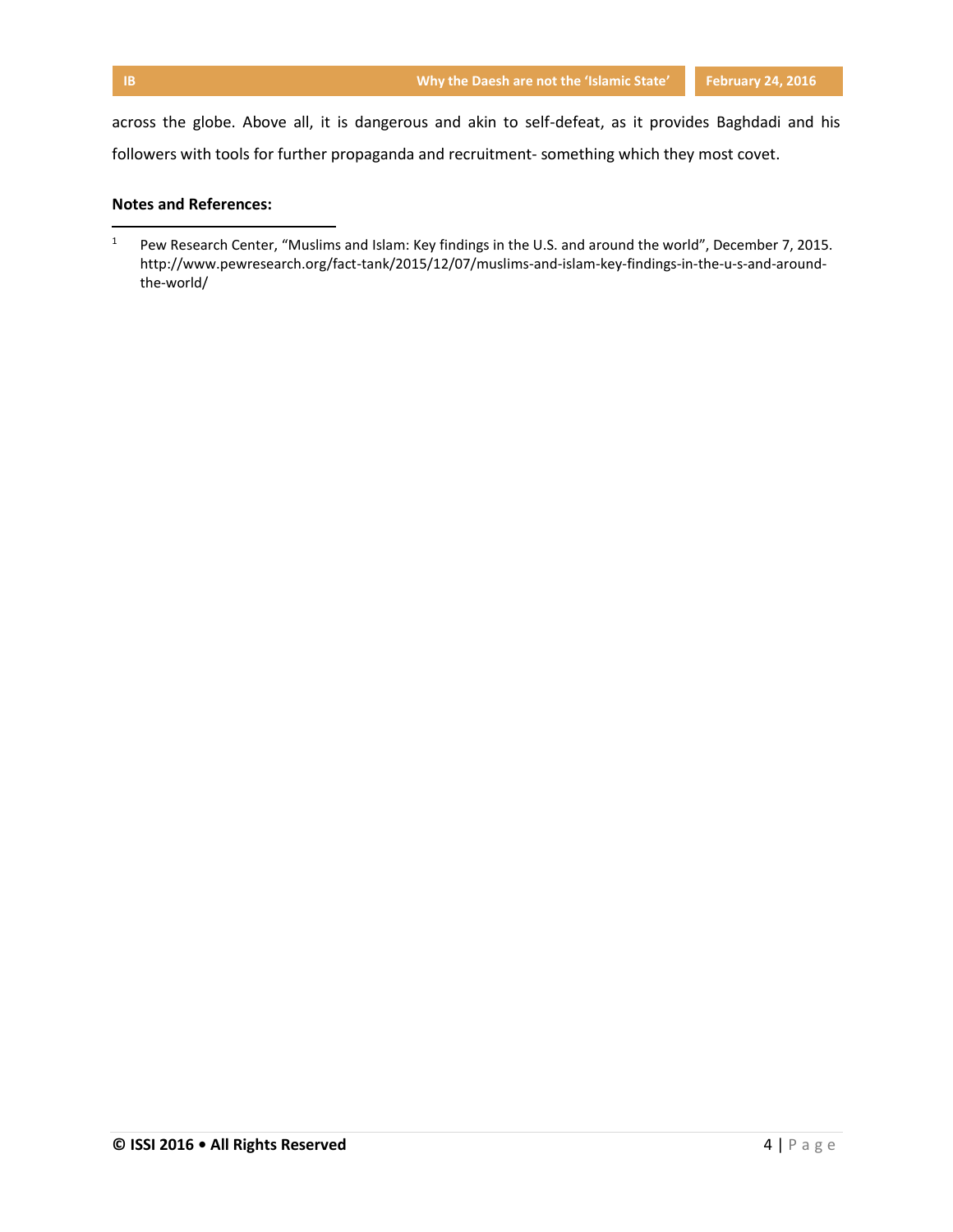across the globe. Above all, it is dangerous and akin to self-defeat, as it provides Baghdadi and his followers with tools for further propaganda and recruitment- something which they most covet.

**Notes and References:**

[1] Pew Research Center, "Muslims and Islam: Key findings in the U.S. and around the world", December 7, 2015. http://www.pewresearch.org/fact-tank/2015/12/07/muslims-and-islam-key-findings-in-the-u-s-and-around-the-world/